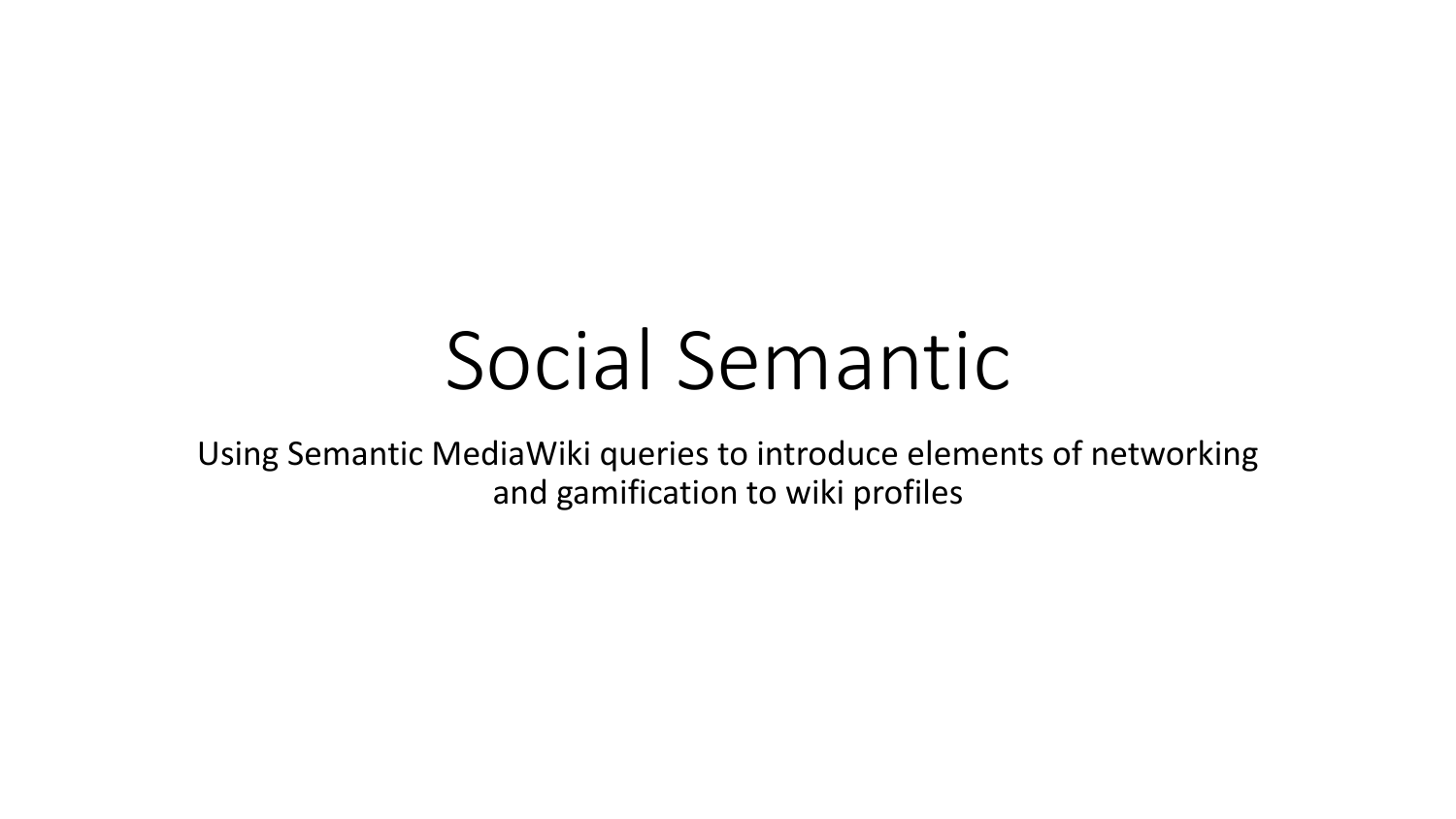# Social Semantic

Using Semantic MediaWiki queries to introduce elements of networking and gamification to wiki profiles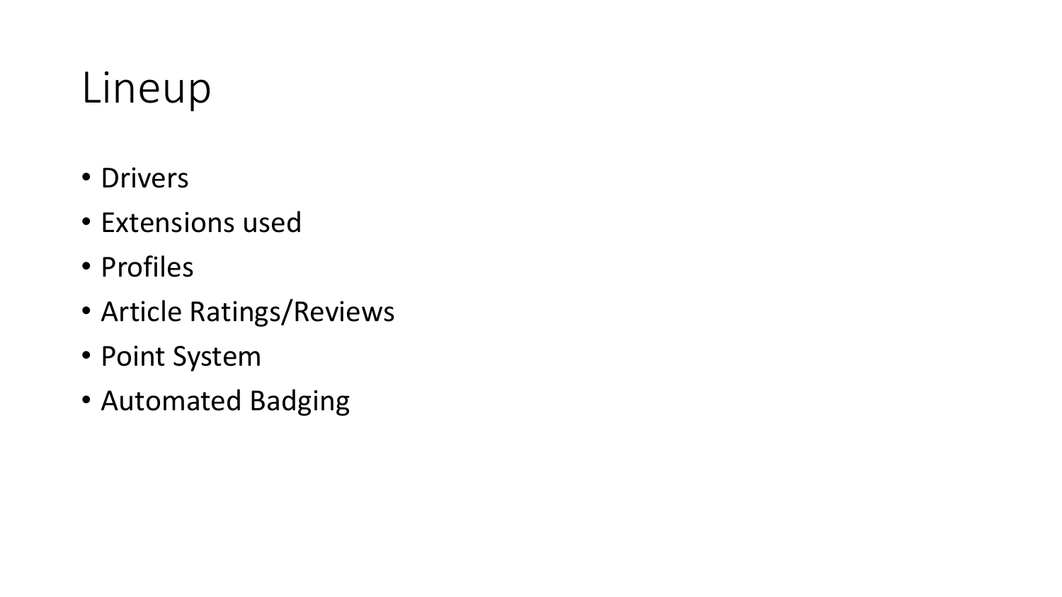# Lineup

- Drivers
- Extensions used
- Profiles
- Article Ratings/Reviews
- Point System
- Automated Badging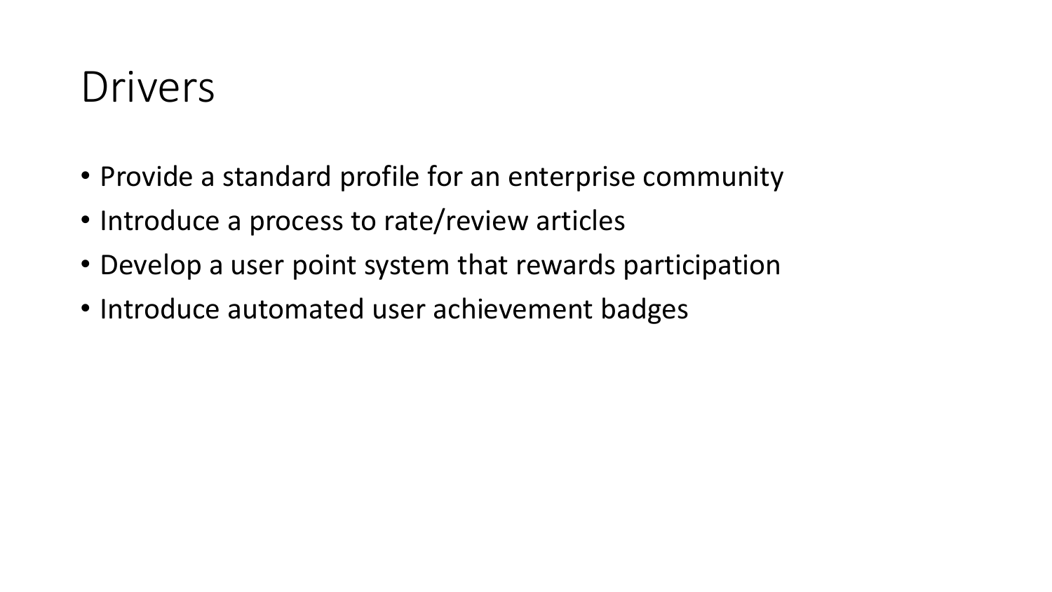# Drivers

- Provide a standard profile for an enterprise community
- Introduce a process to rate/review articles
- Develop a user point system that rewards participation
- Introduce automated user achievement badges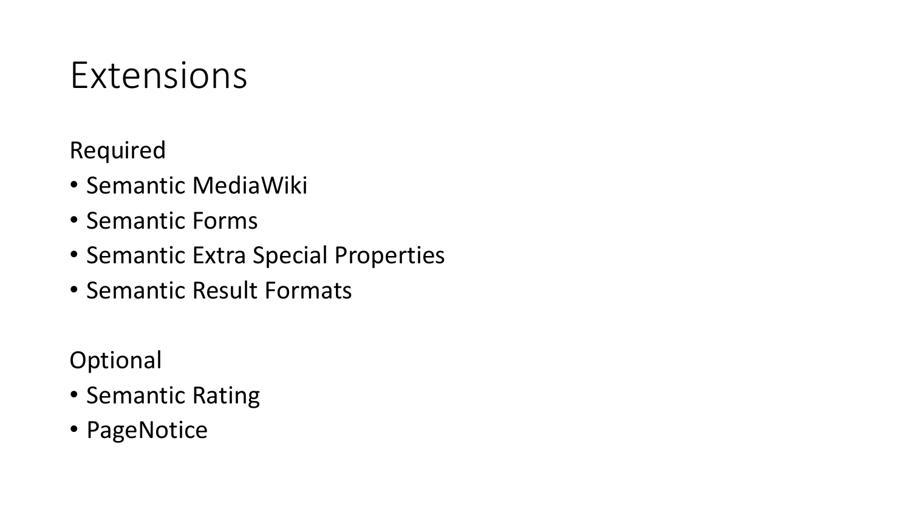# Extensions

Required

- Semantic MediaWiki
- Semantic Forms
- Semantic Extra Special Properties
- Semantic Result Formats

Optional

- Semantic Rating
- PageNotice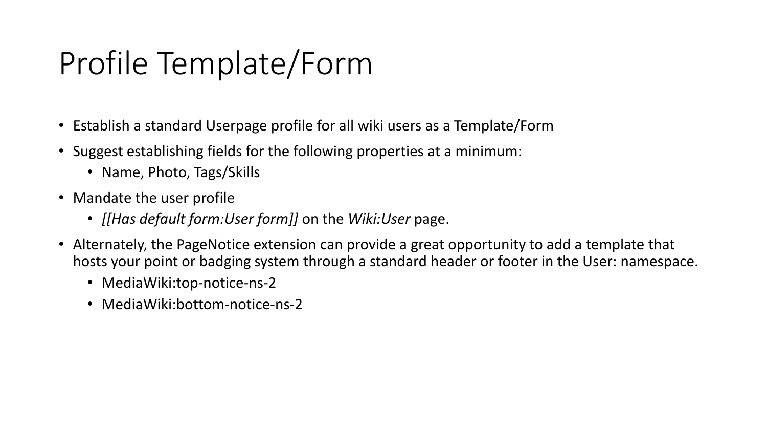# Profile Template/Form

- Establish a standard Userpage profile for all wiki users as a Template/Form
- Suggest establishing fields for the following properties at a minimum:
  - Name, Photo, Tags/Skills
- Mandate the user profile
  - *[[Has default form:User form]]* on the *Wiki:User* page.
- Alternately, the PageNotice extension can provide a great opportunity to add a template that hosts your point or badging system through a standard header or footer in the User: namespace.
  - MediaWiki:top-notice-ns-2
  - MediaWiki:bottom-notice-ns-2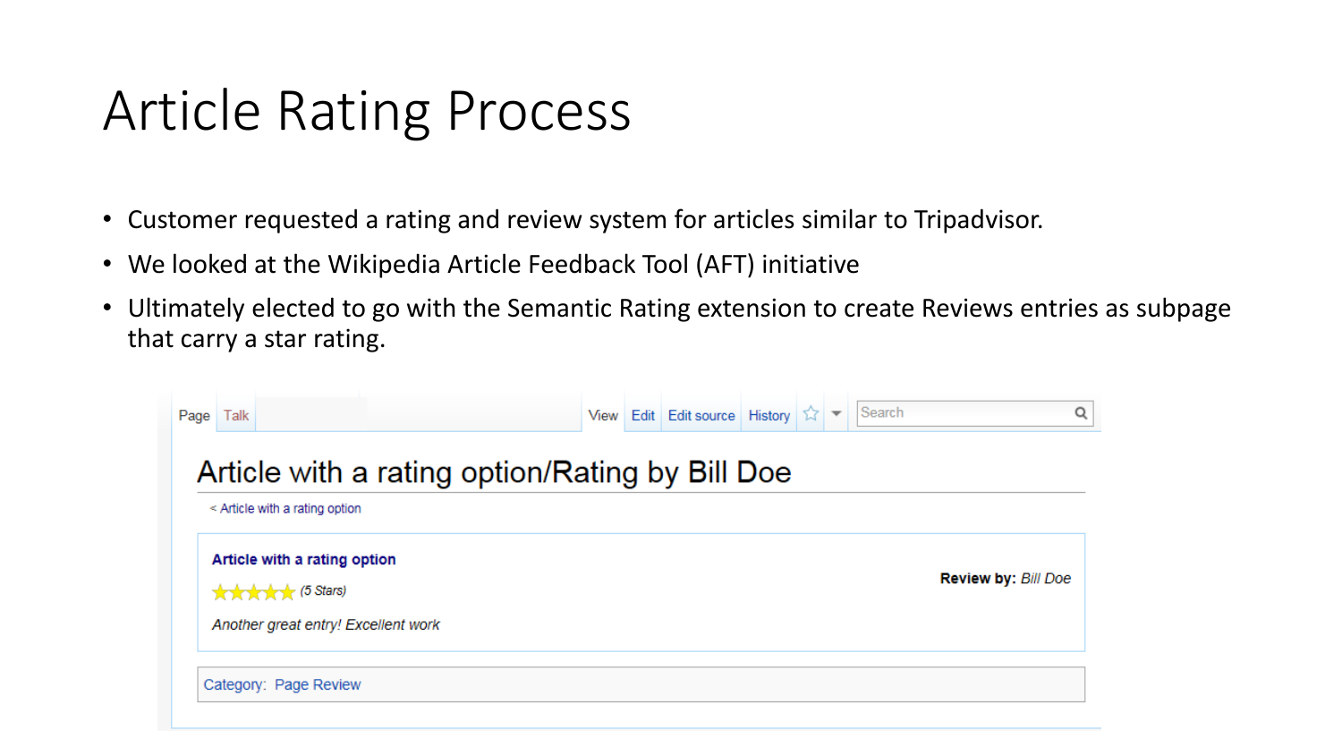# Article Rating Process

- Customer requested a rating and review system for articles similar to Tripadvisor.
- We looked at the Wikipedia Article Feedback Tool (AFT) initiative
- Ultimately elected to go with the Semantic Rating extension to create Reviews entries as subpage that carry a star rating.

Page Talk | View Edit Edit source History | Search

## Article with a rating option/Rating by Bill Doe

< Article with a rating option

**Article with a rating option**

★★★★★ *(5 Stars)*

*Another great entry! Excellent work*

**Review by:** *Bill Doe*

Category: Page Review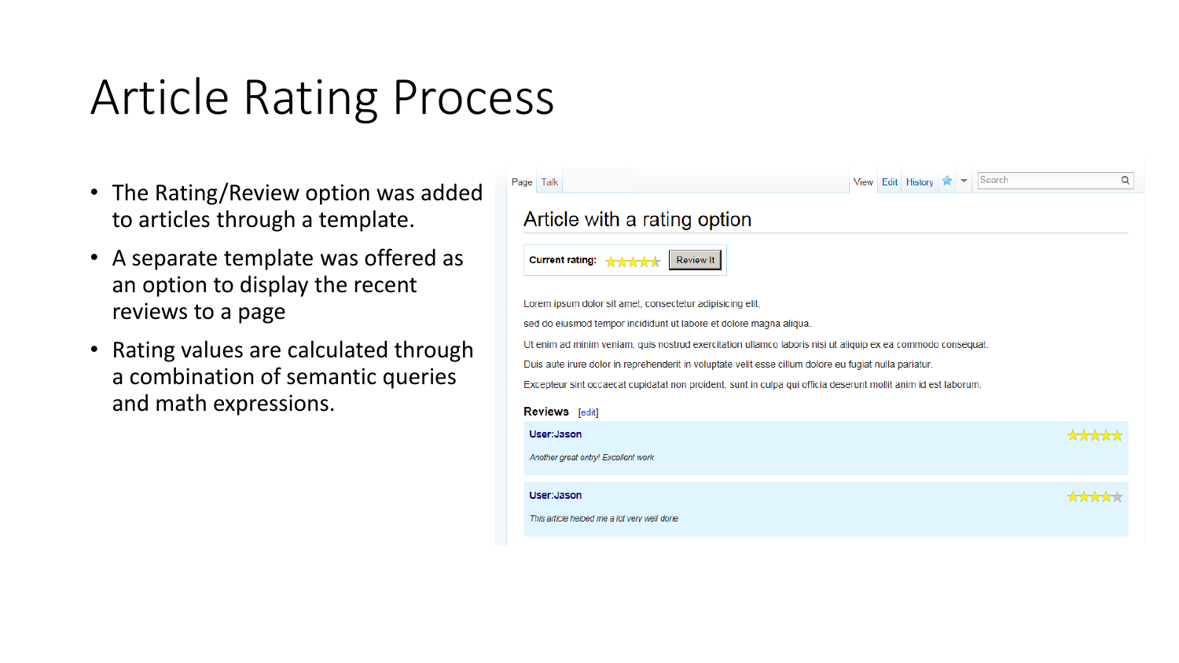# Article Rating Process

- The Rating/Review option was added to articles through a template.
- A separate template was offered as an option to display the recent reviews to a page
- Rating values are calculated through a combination of semantic queries and math expressions.

Page Talk View Edit History Search

## Article with a rating option

**Current rating:** Review It

Lorem ipsum dolor sit amet, consectetur adipisicing elit,

sed do eiusmod tempor incididunt ut labore et dolore magna aliqua.

Ut enim ad minim veniam, quis nostrud exercitation ullamco laboris nisi ut aliquip ex ea commodo consequat.

Duis aute irure dolor in reprehenderit in voluptate velit esse cillum dolore eu fugiat nulla pariatur.

Excepteur sint occaecat cupidatat non proident, sunt in culpa qui officia deserunt mollit anim id est laborum.

**Reviews** [edit]

**User:Jason**

*Another great entry! Excellent work*

**User:Jason**

*This article helped me a lot very well done*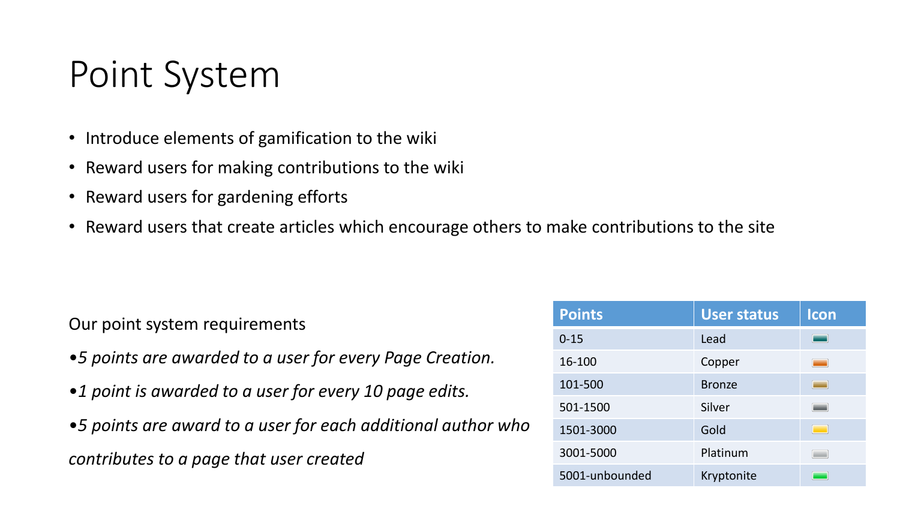# Point System

- Introduce elements of gamification to the wiki
- Reward users for making contributions to the wiki
- Reward users for gardening efforts
- Reward users that create articles which encourage others to make contributions to the site

Our point system requirements

•*5 points are awarded to a user for every Page Creation.*

•*1 point is awarded to a user for every 10 page edits.*

•*5 points are award to a user for each additional author who contributes to a page that user created*

| Points | User status | Icon |
|---|---|---|
| 0-15 | Lead | |
| 16-100 | Copper | |
| 101-500 | Bronze | |
| 501-1500 | Silver | |
| 1501-3000 | Gold | |
| 3001-5000 | Platinum | |
| 5001-unbounded | Kryptonite | |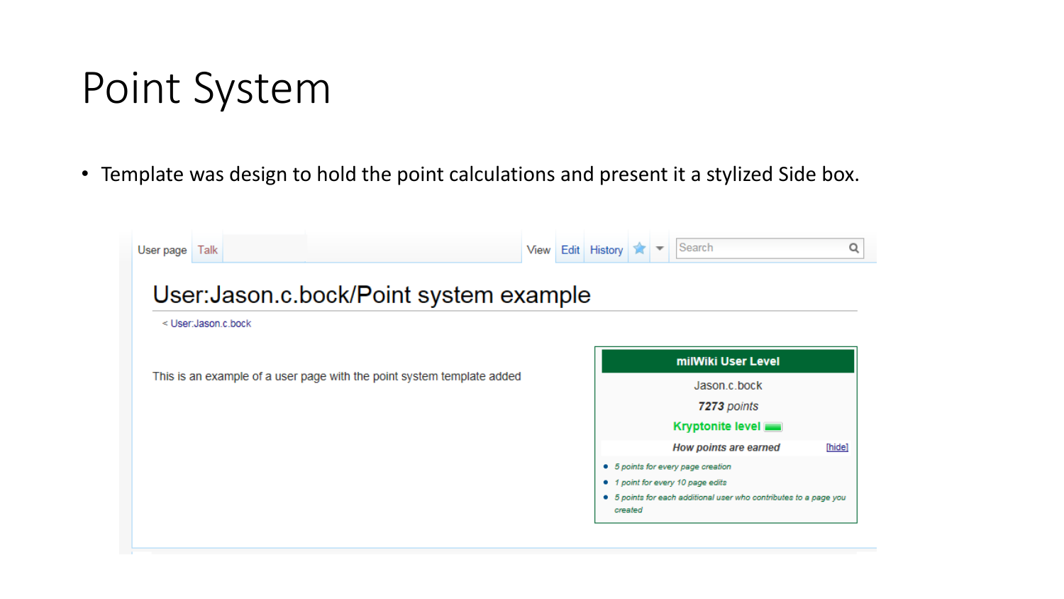# Point System

- Template was design to hold the point calculations and present it a stylized Side box.

User page | Talk | View | Edit | History | Search

## User:Jason.c.bock/Point system example

< User:Jason.c.bock

This is an example of a user page with the point system template added

**milWiki User Level**

Jason.c.bock

***7273*** *points*

**Kryptonite level**

***How points are earned*** [hide]

- *5 points for every page creation*
- *1 point for every 10 page edits*
- *5 points for each additional user who contributes to a page you created*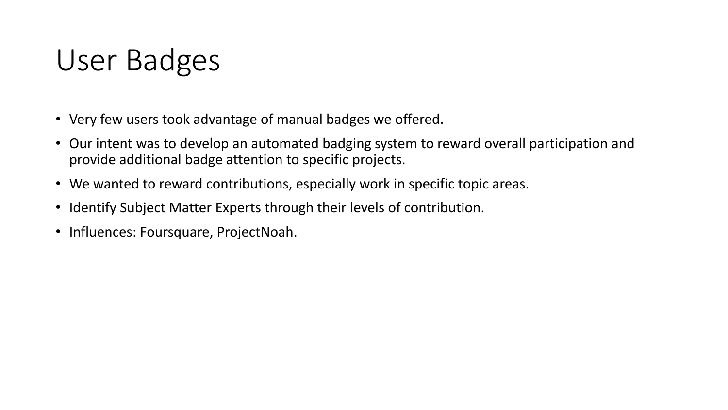# User Badges

- Very few users took advantage of manual badges we offered.
- Our intent was to develop an automated badging system to reward overall participation and provide additional badge attention to specific projects.
- We wanted to reward contributions, especially work in specific topic areas.
- Identify Subject Matter Experts through their levels of contribution.
- Influences: Foursquare, ProjectNoah.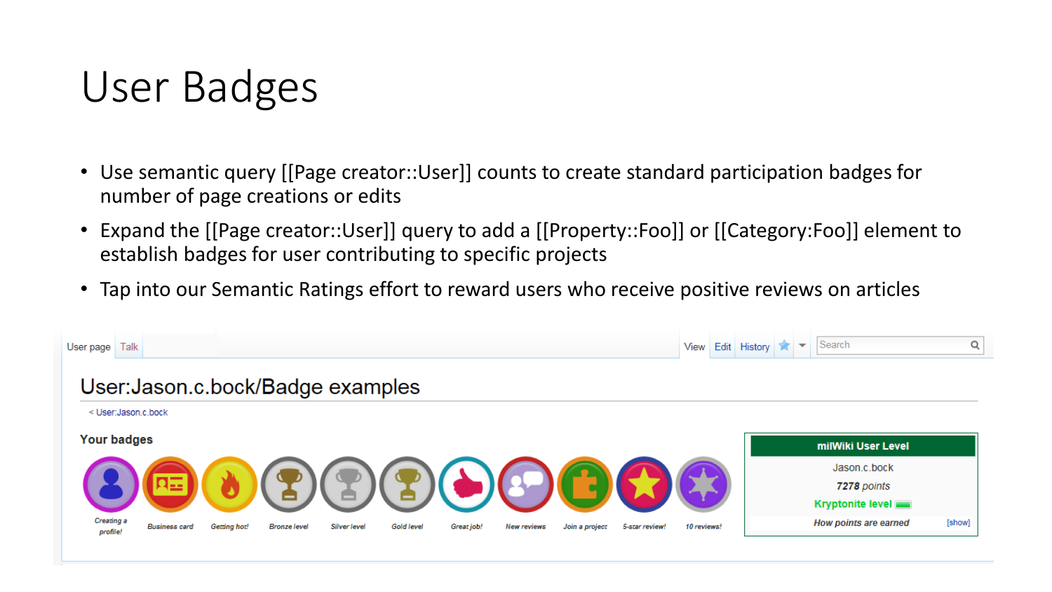# User Badges

- Use semantic query [[Page creator::User]] counts to create standard participation badges for number of page creations or edits
- Expand the [[Page creator::User]] query to add a [[Property::Foo]] or [[Category:Foo]] element to establish badges for user contributing to specific projects
- Tap into our Semantic Ratings effort to reward users who receive positive reviews on articles

User page | Talk | View | Edit | History

## User:Jason.c.bock/Badge examples

< User:Jason.c.bock

**Your badges**

*Creating a profile!* | *Business card* | *Getting hot!* | *Bronze level* | *Silver level* | *Gold level* | *Great job!* | *New reviews* | *Join a project* | *5-star review!* | *10 reviews!*

| milWiki User Level |
| --- |
| Jason.c.bock |
| *7278 points* |
| Kryptonite level |
| *How points are earned* [show] |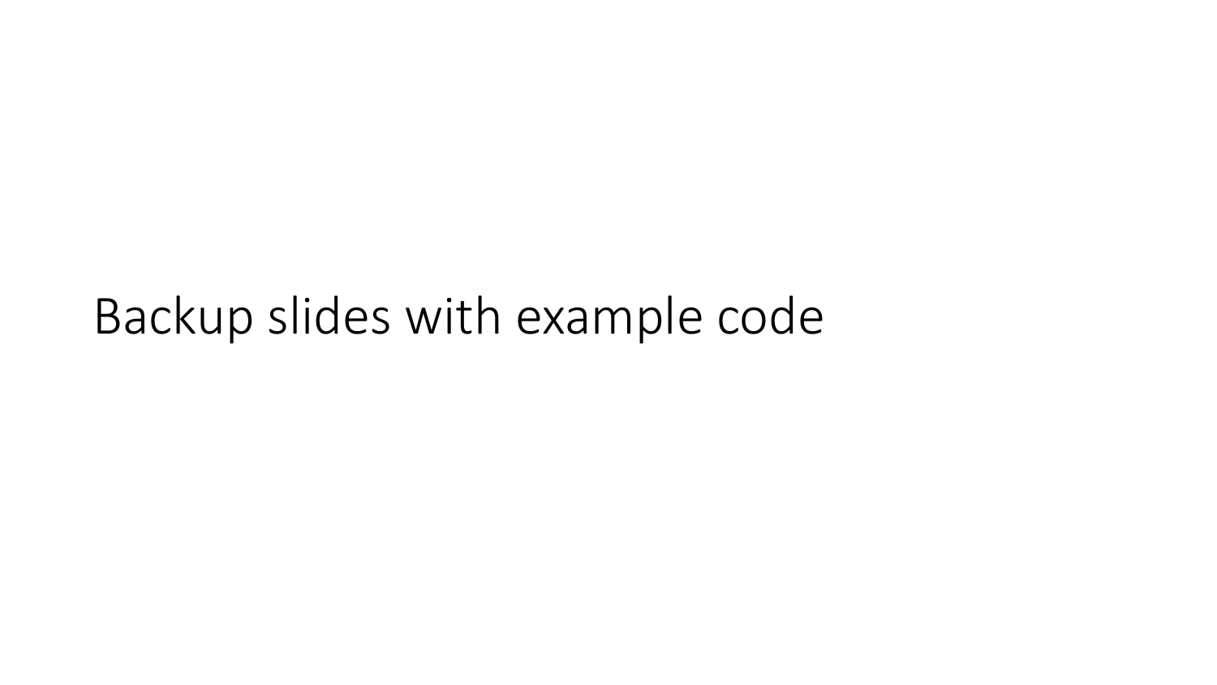# Backup slides with example code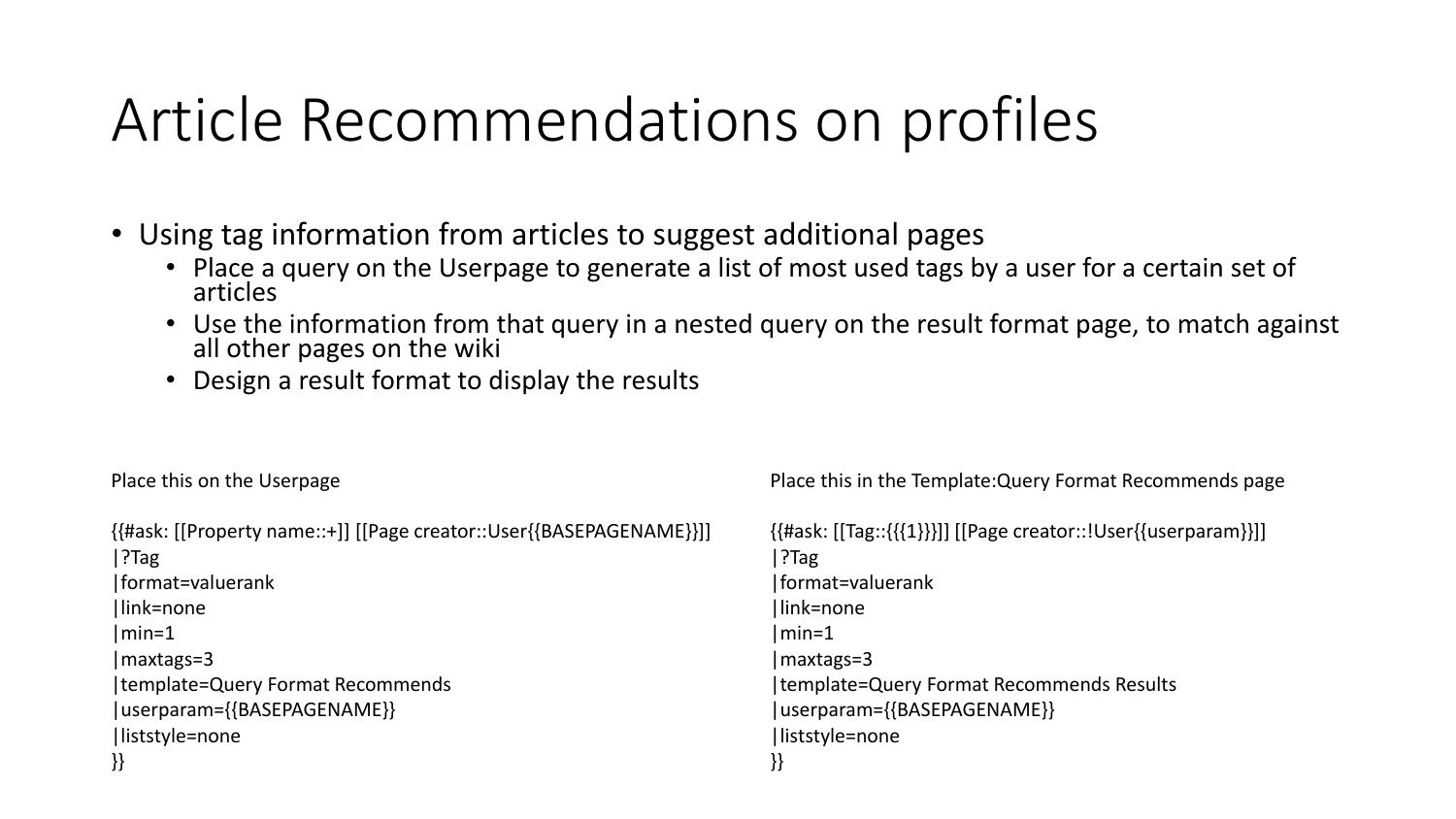# Article Recommendations on profiles

- Using tag information from articles to suggest additional pages
  - Place a query on the Userpage to generate a list of most used tags by a user for a certain set of articles
  - Use the information from that query in a nested query on the result format page, to match against all other pages on the wiki
  - Design a result format to display the results

Place this on the Userpage

```
{{#ask: [[Property name::+]] [[Page creator::User{{BASEPAGENAME}}]]
|?Tag
|format=valuerank
|link=none
|min=1
|maxtags=3
|template=Query Format Recommends
|userparam={{BASEPAGENAME}}
|liststyle=none
}}
```

Place this in the Template:Query Format Recommends page

```
{{#ask: [[Tag::{{{1}}}]] [[Page creator::!User{{userparam}}]]
|?Tag
|format=valuerank
|link=none
|min=1
|maxtags=3
|template=Query Format Recommends Results
|userparam={{BASEPAGENAME}}
|liststyle=none
}}
```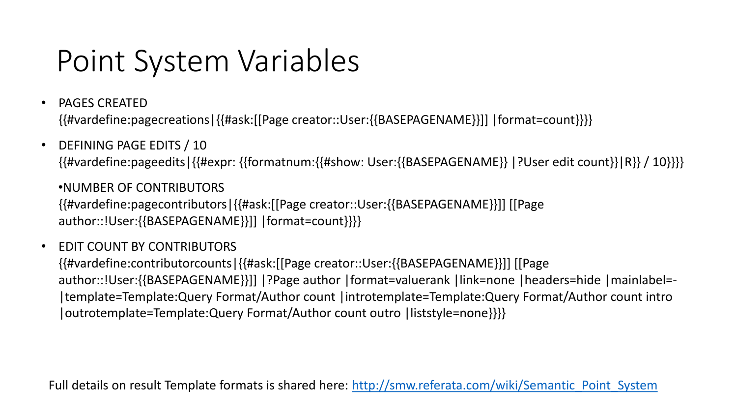# Point System Variables

- PAGES CREATED
  {{#vardefine:pagecreations|{{#ask:[[Page creator::User:{{BASEPAGENAME}}]] |format=count}}}}
- DEFINING PAGE EDITS / 10
  {{#vardefine:pageedits|{{#expr: {{formatnum:{{#show: User:{{BASEPAGENAME}} |?User edit count}}|R}} / 10}}}}

  •NUMBER OF CONTRIBUTORS
  {{#vardefine:pagecontributors|{{#ask:[[Page creator::User:{{BASEPAGENAME}}]] [[Page author::!User:{{BASEPAGENAME}}]] |format=count}}}}
- EDIT COUNT BY CONTRIBUTORS
  {{#vardefine:contributorcounts|{{#ask:[[Page creator::User:{{BASEPAGENAME}}]] [[Page author::!User:{{BASEPAGENAME}}]] |?Page author |format=valuerank |link=none |headers=hide |mainlabel=- |template=Template:Query Format/Author count |introtemplate=Template:Query Format/Author count intro |outrotemplate=Template:Query Format/Author count outro |liststyle=none}}}}

Full details on result Template formats is shared here: [http://smw.referata.com/wiki/Semantic_Point_System](http://smw.referata.com/wiki/Semantic_Point_System)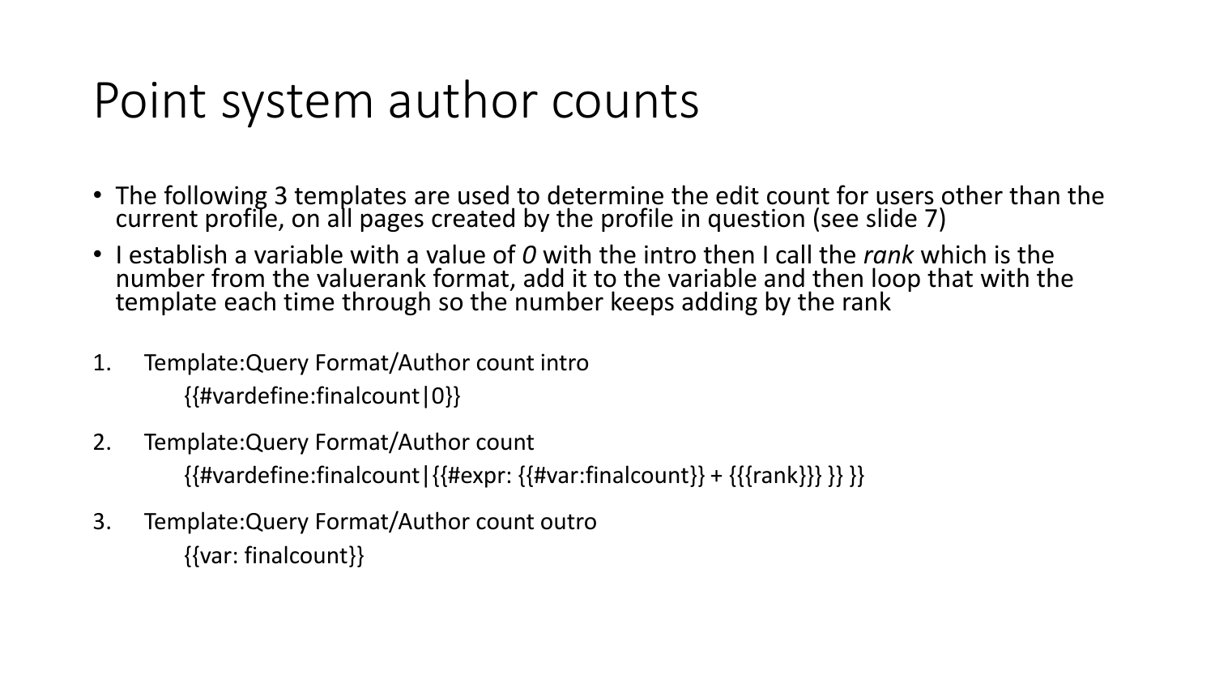# Point system author counts

- The following 3 templates are used to determine the edit count for users other than the current profile, on all pages created by the profile in question (see slide 7)
- I establish a variable with a value of *0* with the intro then I call the *rank* which is the number from the valuerank format, add it to the variable and then loop that with the template each time through so the number keeps adding by the rank

1. Template:Query Format/Author count intro

   {{#vardefine:finalcount|0}}

2. Template:Query Format/Author count

   {{#vardefine:finalcount|{{#expr: {{#var:finalcount}} + {{{rank}}} }} }}

3. Template:Query Format/Author count outro

   {{var: finalcount}}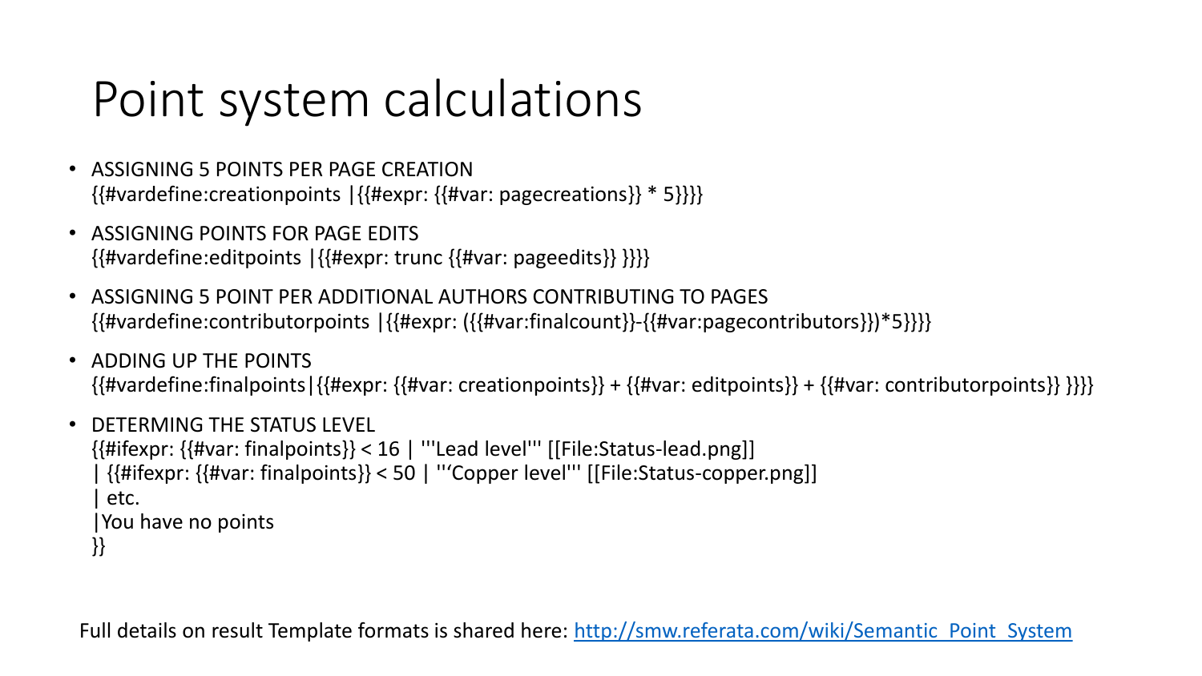# Point system calculations

- ASSIGNING 5 POINTS PER PAGE CREATION
```
{{#vardefine:creationpoints |{{#expr: {{#var: pagecreations}} * 5}}}}
```

- ASSIGNING POINTS FOR PAGE EDITS
```
{{#vardefine:editpoints |{{#expr: trunc {{#var: pageedits}} }}}}
```

- ASSIGNING 5 POINT PER ADDITIONAL AUTHORS CONTRIBUTING TO PAGES
```
{{#vardefine:contributorpoints |{{#expr: ({{#var:finalcount}}-{{#var:pagecontributors}})*5}}}}
```

- ADDING UP THE POINTS
```
{{#vardefine:finalpoints|{{#expr: {{#var: creationpoints}} + {{#var: editpoints}} + {{#var: contributorpoints}} }}}}
```

- DETERMING THE STATUS LEVEL
```
{{#ifexpr: {{#var: finalpoints}} < 16 | '''Lead level''' [[File:Status-lead.png]]
| {{#ifexpr: {{#var: finalpoints}} < 50 | '''Copper level''' [[File:Status-copper.png]]
| etc.
|You have no points
}}
```

Full details on result Template formats is shared here: [http://smw.referata.com/wiki/Semantic_Point_System](http://smw.referata.com/wiki/Semantic_Point_System)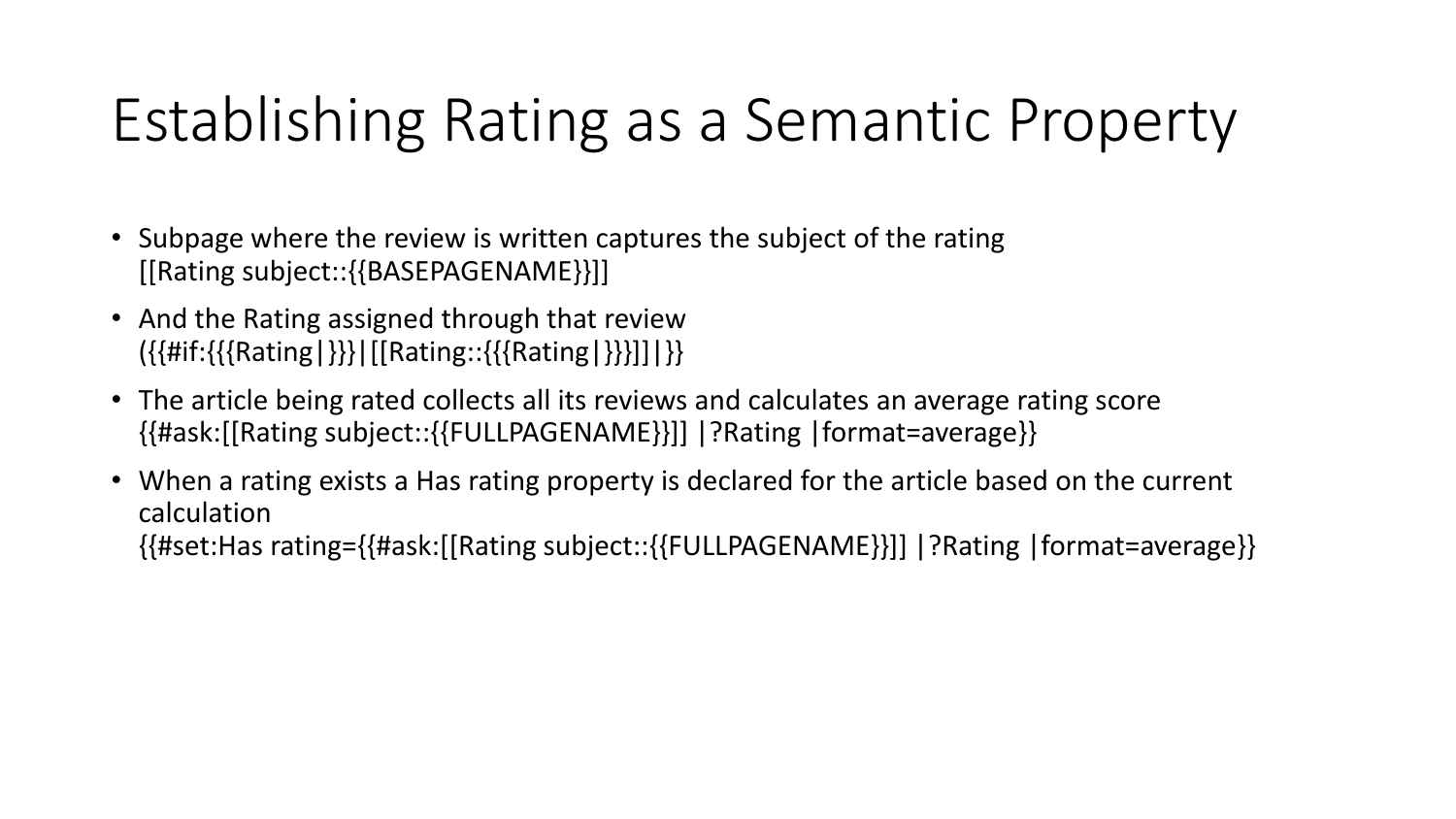# Establishing Rating as a Semantic Property

- Subpage where the review is written captures the subject of the rating
  [[Rating subject::{{BASEPAGENAME}}]]
- And the Rating assigned through that review
  ({{#if:{{{Rating|}}}|[[Rating::{{{Rating|}}}]]|}}
- The article being rated collects all its reviews and calculates an average rating score
  {{#ask:[[Rating subject::{{FULLPAGENAME}}]] |?Rating |format=average}}
- When a rating exists a Has rating property is declared for the article based on the current calculation
  {{#set:Has rating={{#ask:[[Rating subject::{{FULLPAGENAME}}]] |?Rating |format=average}}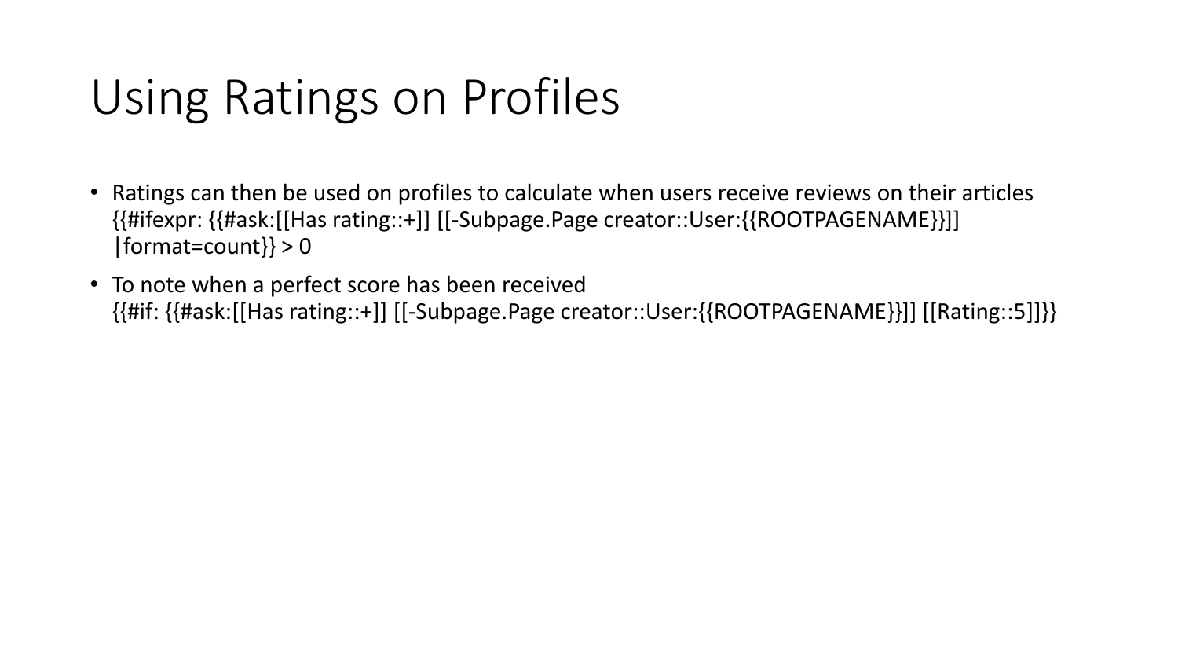# Using Ratings on Profiles

- Ratings can then be used on profiles to calculate when users receive reviews on their articles {{#ifexpr: {{#ask:[[Has rating::+]] [[-Subpage.Page creator::User:{{ROOTPAGENAME}}]] |format=count}} > 0
- To note when a perfect score has been received {{#if: {{#ask:[[Has rating::+]] [[-Subpage.Page creator::User:{{ROOTPAGENAME}}]] [[Rating::5]]}}